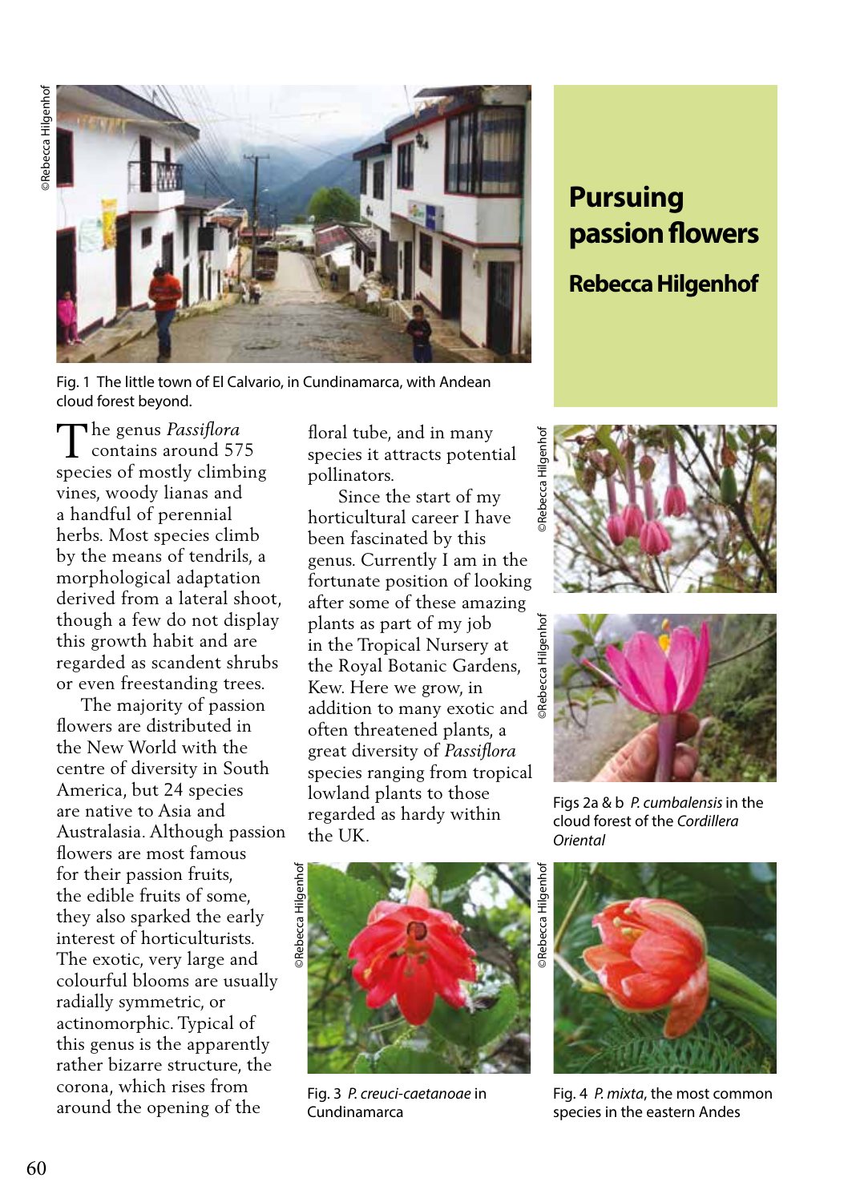# Pursuing passion flowers

## Rebecca Hilgenhof

Fig. 1 The little town of El Calvario, in Cundinamarca, with Andean cloud forest beyond.

The genus *Passiflora* contains around 575 species of mostly climbing vines, woody lianas and a handful of perennial herbs. Most species climb by the means of tendrils, a morphological adaptation derived from a lateral shoot, though a few do not display this growth habit and are regarded as scandent shrubs or even freestanding trees.

The majority of passion flowers are distributed in the New World with the centre of diversity in South America, but 24 species are native to Asia and Australasia. Although passion flowers are most famous for their passion fruits, the edible fruits of some, they also sparked the early interest of horticulturists. The exotic, very large and colourful blooms are usually radially symmetric, or actinomorphic. Typical of this genus is the apparently rather bizarre structure, the corona, which rises from around the opening of the floral tube, and in many species it attracts potential pollinators.

Since the start of my horticultural career I have been fascinated by this genus. Currently I am in the fortunate position of looking after some of these amazing plants as part of my job in the Tropical Nursery at the Royal Botanic Gardens, Kew. Here we grow, in addition to many exotic and often threatened plants, a great diversity of *Passiflora* species ranging from tropical lowland plants to those regarded as hardy within the UK.

Figs 2a & b *P. cumbalensis* in the cloud forest of the *Cordillera Oriental*

Fig. 3 *P. creuci-caetanoae* in Cundinamarca

Fig. 4 *P. mixta*, the most common species in the eastern Andes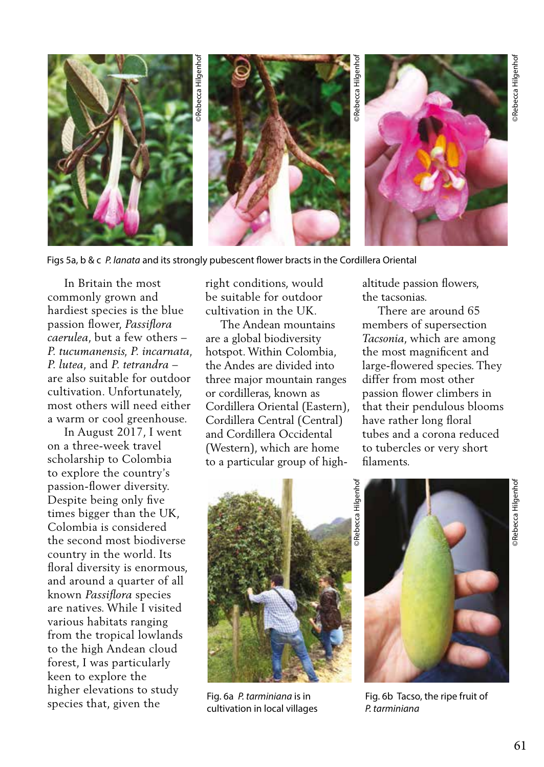Figs 5a, b & c *P. lanata* and its strongly pubescent flower bracts in the Cordillera Oriental

In Britain the most commonly grown and hardiest species is the blue passion flower, *Passiflora caerulea*, but a few others – *P. tucumanensis*, *P. incarnata*, *P. lutea*, and *P. tetrandra* – are also suitable for outdoor cultivation. Unfortunately, most others will need either a warm or cool greenhouse.

In August 2017, I went on a three-week travel scholarship to Colombia to explore the country's passion-flower diversity. Despite being only five times bigger than the UK, Colombia is considered the second most biodiverse country in the world. Its floral diversity is enormous, and around a quarter of all known *Passiflora* species are natives. While I visited various habitats ranging from the tropical lowlands to the high Andean cloud forest, I was particularly keen to explore the higher elevations to study species that, given the right conditions, would be suitable for outdoor cultivation in the UK.

The Andean mountains are a global biodiversity hotspot. Within Colombia, the Andes are divided into three major mountain ranges or cordilleras, known as Cordillera Oriental (Eastern), Cordillera Central (Central) and Cordillera Occidental (Western), which are home to a particular group of high-altitude passion flowers, the tacsonias.

There are around 65 members of supersection *Tacsonia*, which are among the most magnificent and large-flowered species. They differ from most other passion flower climbers in that their pendulous blooms have rather long floral tubes and a corona reduced to tubercles or very short filaments.

Fig. 6a *P. tarminiana* is in cultivation in local villages

Fig. 6b Tacso, the ripe fruit of *P. tarminiana*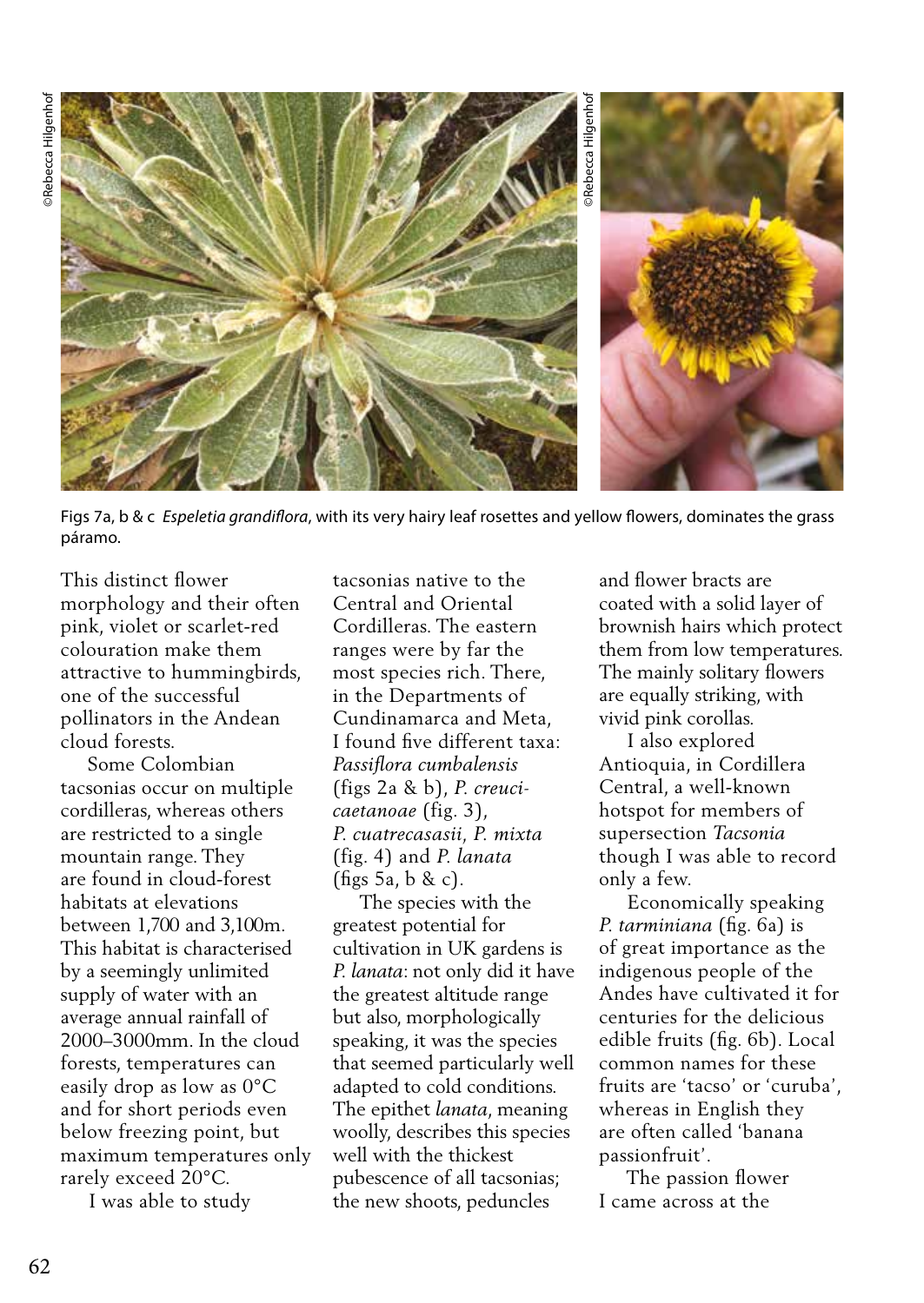Figs 7a, b & c *Espeletia grandiflora*, with its very hairy leaf rosettes and yellow flowers, dominates the grass páramo.

This distinct flower morphology and their often pink, violet or scarlet-red colouration make them attractive to hummingbirds, one of the successful pollinators in the Andean cloud forests.

Some Colombian tacsonias occur on multiple cordilleras, whereas others are restricted to a single mountain range. They are found in cloud-forest habitats at elevations between 1,700 and 3,100m. This habitat is characterised by a seemingly unlimited supply of water with an average annual rainfall of 2000–3000mm. In the cloud forests, temperatures can easily drop as low as 0°C and for short periods even below freezing point, but maximum temperatures only rarely exceed 20°C.

I was able to study tacsonias native to the Central and Oriental Cordilleras. The eastern ranges were by far the most species rich. There, in the Departments of Cundinamarca and Meta, I found five different taxa: *Passiflora cumbalensis* (figs 2a & b), *P. creuci-caetanoae* (fig. 3), *P. cuatrecasasii*, *P. mixta* (fig. 4) and *P. lanata* (figs 5a, b & c).

The species with the greatest potential for cultivation in UK gardens is *P. lanata*: not only did it have the greatest altitude range but also, morphologically speaking, it was the species that seemed particularly well adapted to cold conditions. The epithet *lanata*, meaning woolly, describes this species well with the thickest pubescence of all tacsonias; the new shoots, peduncles and flower bracts are coated with a solid layer of brownish hairs which protect them from low temperatures. The mainly solitary flowers are equally striking, with vivid pink corollas.

I also explored Antioquia, in Cordillera Central, a well-known hotspot for members of supersection *Tacsonia* though I was able to record only a few.

Economically speaking *P. tarminiana* (fig. 6a) is of great importance as the indigenous people of the Andes have cultivated it for centuries for the delicious edible fruits (fig. 6b). Local common names for these fruits are 'tacso' or 'curuba', whereas in English they are often called 'banana passionfruit'.

The passion flower I came across at the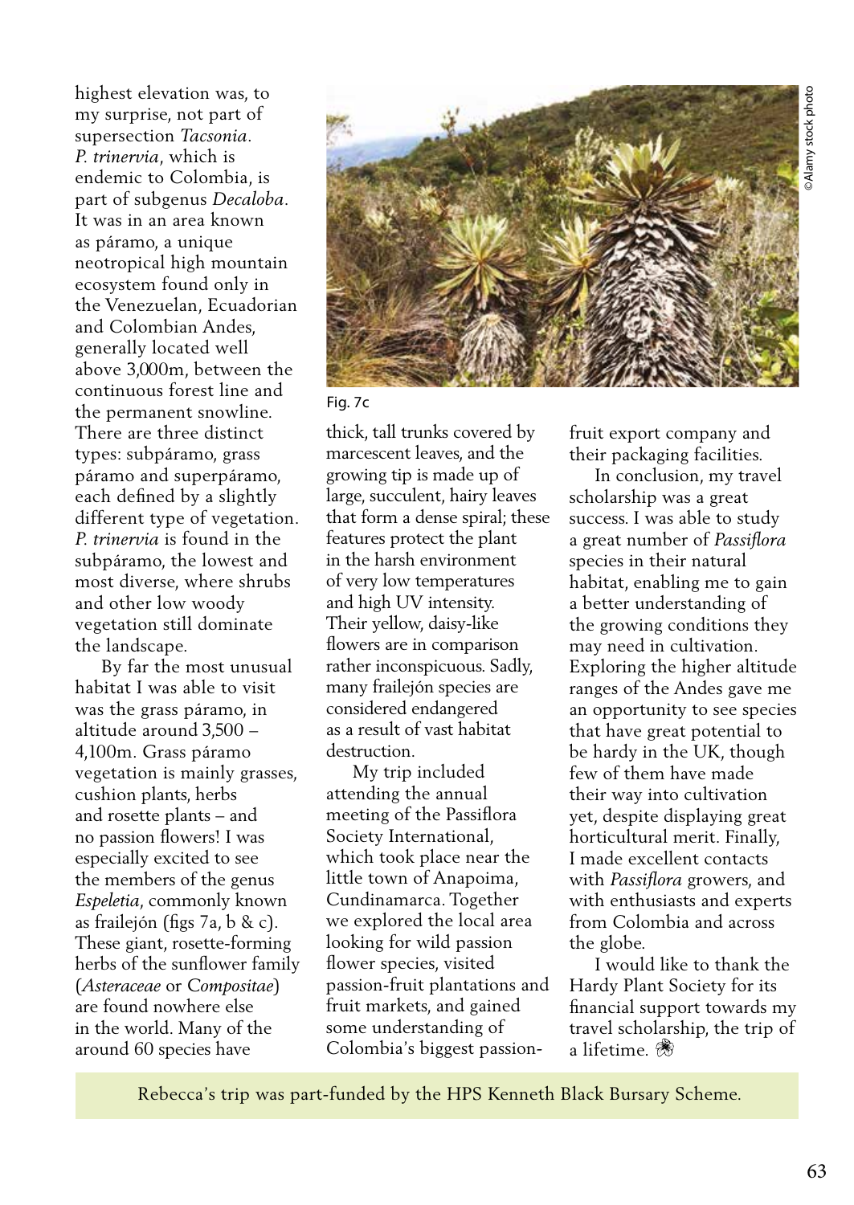highest elevation was, to my surprise, not part of supersection *Tacsonia*. *P. trinervia*, which is endemic to Colombia, is part of subgenus *Decaloba*. It was in an area known as páramo, a unique neotropical high mountain ecosystem found only in the Venezuelan, Ecuadorian and Colombian Andes, generally located well above 3,000m, between the continuous forest line and the permanent snowline. There are three distinct types: subpáramo, grass páramo and superpáramo, each defined by a slightly different type of vegetation. *P. trinervia* is found in the subpáramo, the lowest and most diverse, where shrubs and other low woody vegetation still dominate the landscape.

By far the most unusual habitat I was able to visit was the grass páramo, in altitude around 3,500 – 4,100m. Grass páramo vegetation is mainly grasses, cushion plants, herbs and rosette plants – and no passion flowers! I was especially excited to see the members of the genus *Espeletia*, commonly known as frailejón (figs 7a, b & c). These giant, rosette-forming herbs of the sunflower family (*Asteraceae* or *Compositae*) are found nowhere else in the world. Many of the around 60 species have thick, tall trunks covered by marcescent leaves, and the growing tip is made up of large, succulent, hairy leaves that form a dense spiral; these features protect the plant in the harsh environment of very low temperatures and high UV intensity. Their yellow, daisy-like flowers are in comparison rather inconspicuous. Sadly, many frailejón species are considered endangered as a result of vast habitat destruction.

Fig. 7c

©Alamy stock photo

My trip included attending the annual meeting of the Passiflora Society International, which took place near the little town of Anapoima, Cundinamarca. Together we explored the local area looking for wild passion flower species, visited passion-fruit plantations and fruit markets, and gained some understanding of Colombia's biggest passion-fruit export company and their packaging facilities.

In conclusion, my travel scholarship was a great success. I was able to study a great number of *Passiflora* species in their natural habitat, enabling me to gain a better understanding of the growing conditions they may need in cultivation. Exploring the higher altitude ranges of the Andes gave me an opportunity to see species that have great potential to be hardy in the UK, though few of them have made their way into cultivation yet, despite displaying great horticultural merit. Finally, I made excellent contacts with *Passiflora* growers, and with enthusiasts and experts from Colombia and across the globe.

I would like to thank the Hardy Plant Society for its financial support towards my travel scholarship, the trip of a lifetime.

Rebecca's trip was part-funded by the HPS Kenneth Black Bursary Scheme.